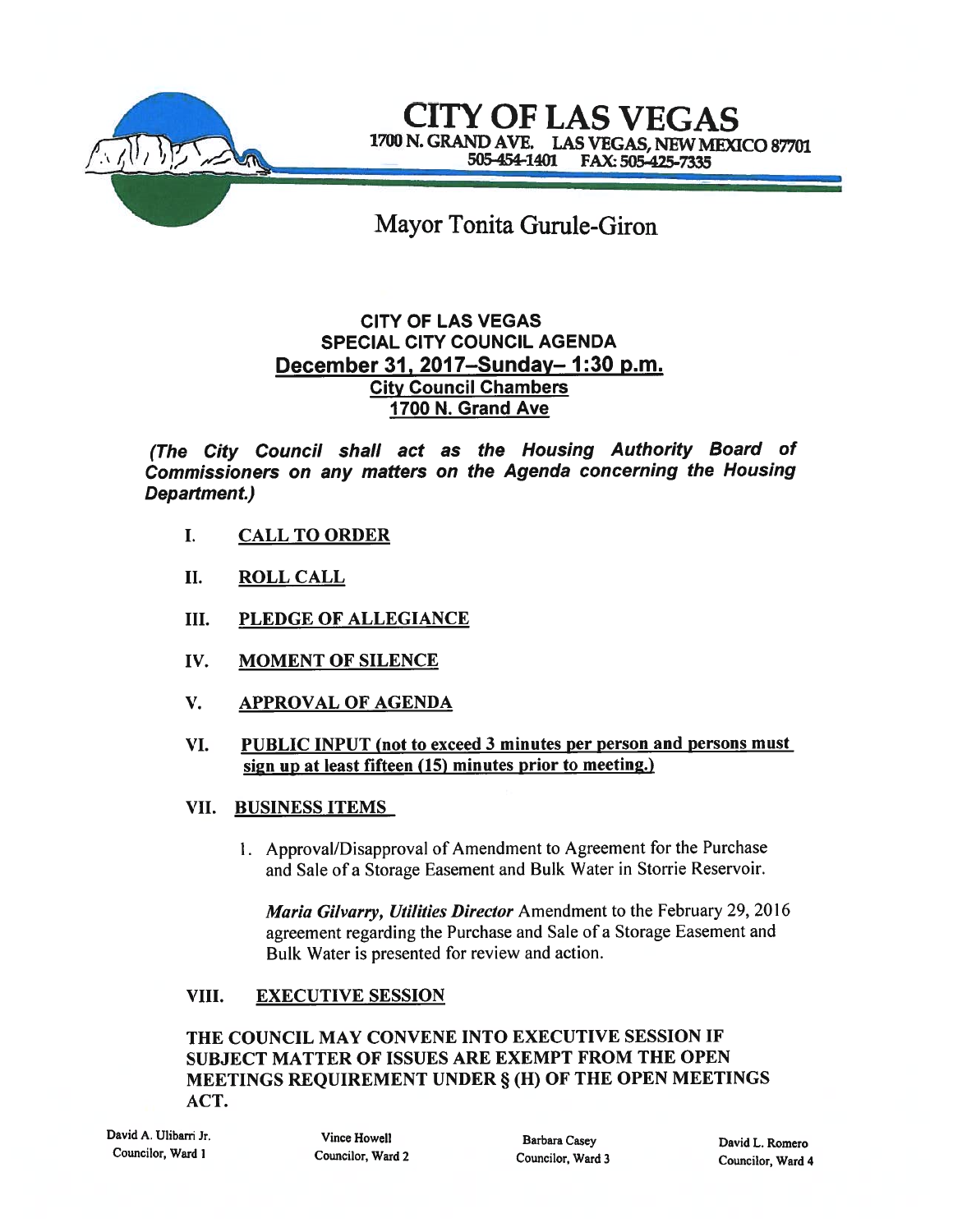# CITY OF LAS VEGAS

1700 N. GRAND AVE. LAS VEGAS, NEW MEXICO 87701
505-454-1401 FAX: 505-425-7335

## Mayor Tonita Gurule-Giron

### CITY OF LAS VEGAS
### SPECIAL CITY COUNCIL AGENDA
### <u>December 31, 2017–Sunday– 1:30 p.m.</u>
### <u>City Council Chambers</u>
### <u>1700 N. Grand Ave</u>

***(The City Council shall act as the Housing Authority Board of Commissioners on any matters on the Agenda concerning the Housing Department.)***

I. **<u>CALL TO ORDER</u>**

II. **<u>ROLL CALL</u>**

III. **<u>PLEDGE OF ALLEGIANCE</u>**

IV. **<u>MOMENT OF SILENCE</u>**

V. **<u>APPROVAL OF AGENDA</u>**

VI. **<u>PUBLIC INPUT (not to exceed 3 minutes per person and persons must sign up at least fifteen (15) minutes prior to meeting.)</u>**

VII. **<u>BUSINESS ITEMS</u>**

1. Approval/Disapproval of Amendment to Agreement for the Purchase and Sale of a Storage Easement and Bulk Water in Storrie Reservoir.

   ***Maria Gilvarry, Utilities Director*** Amendment to the February 29, 2016 agreement regarding the Purchase and Sale of a Storage Easement and Bulk Water is presented for review and action.

VIII. **<u>EXECUTIVE SESSION</u>**

**THE COUNCIL MAY CONVENE INTO EXECUTIVE SESSION IF SUBJECT MATTER OF ISSUES ARE EXEMPT FROM THE OPEN MEETINGS REQUIREMENT UNDER § (H) OF THE OPEN MEETINGS ACT.**

David A. Ulibarri Jr.
Councilor, Ward 1

Vince Howell
Councilor, Ward 2

Barbara Casey
Councilor, Ward 3

David L. Romero
Councilor, Ward 4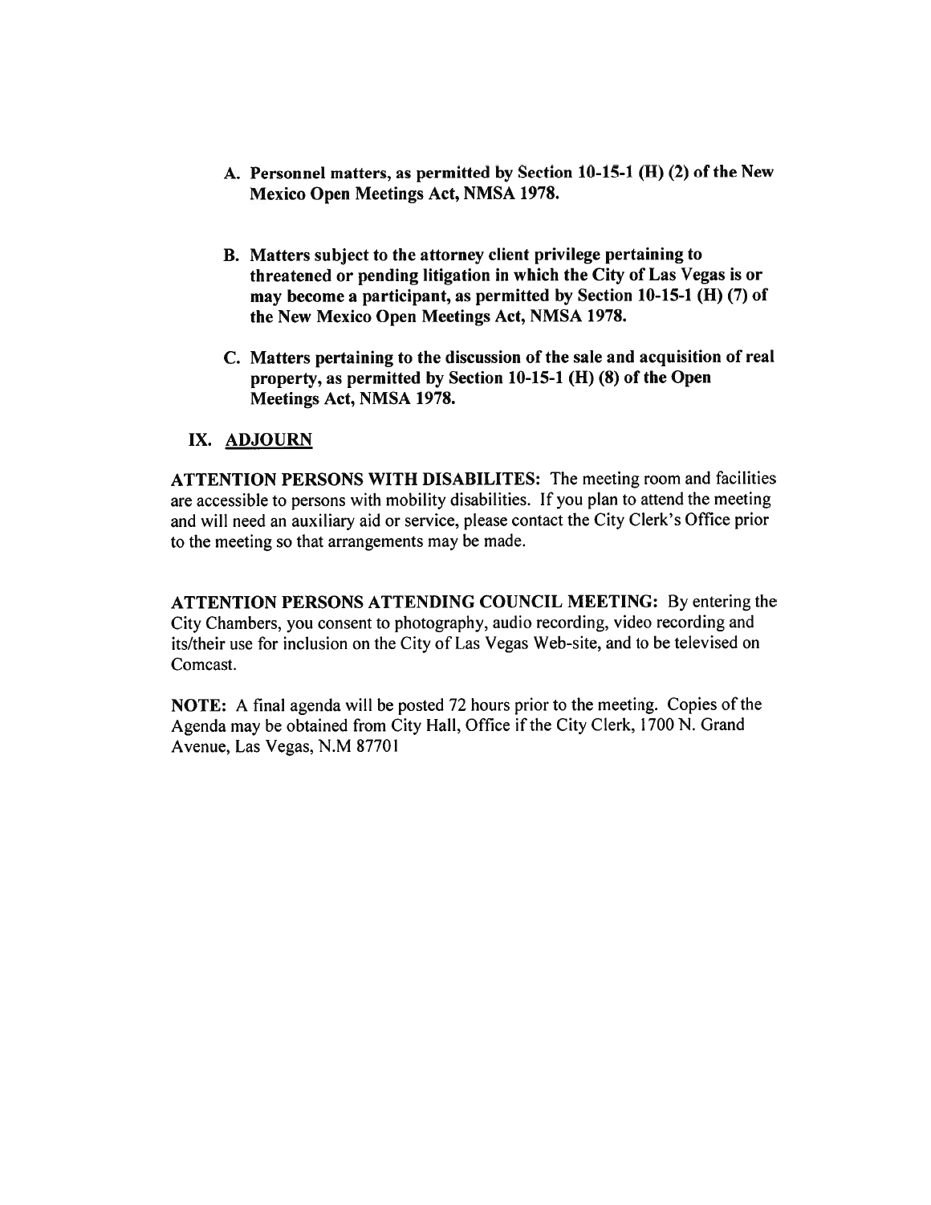A. **Personnel matters, as permitted by Section 10-15-1 (H) (2) of the New Mexico Open Meetings Act, NMSA 1978.**

B. **Matters subject to the attorney client privilege pertaining to threatened or pending litigation in which the City of Las Vegas is or may become a participant, as permitted by Section 10-15-1 (H) (7) of the New Mexico Open Meetings Act, NMSA 1978.**

C. **Matters pertaining to the discussion of the sale and acquisition of real property, as permitted by Section 10-15-1 (H) (8) of the Open Meetings Act, NMSA 1978.**

## IX. ADJOURN

**ATTENTION PERSONS WITH DISABILITES:** The meeting room and facilities are accessible to persons with mobility disabilities. If you plan to attend the meeting and will need an auxiliary aid or service, please contact the City Clerk's Office prior to the meeting so that arrangements may be made.

**ATTENTION PERSONS ATTENDING COUNCIL MEETING:** By entering the City Chambers, you consent to photography, audio recording, video recording and its/their use for inclusion on the City of Las Vegas Web-site, and to be televised on Comcast.

**NOTE:** A final agenda will be posted 72 hours prior to the meeting. Copies of the Agenda may be obtained from City Hall, Office if the City Clerk, 1700 N. Grand Avenue, Las Vegas, N.M 87701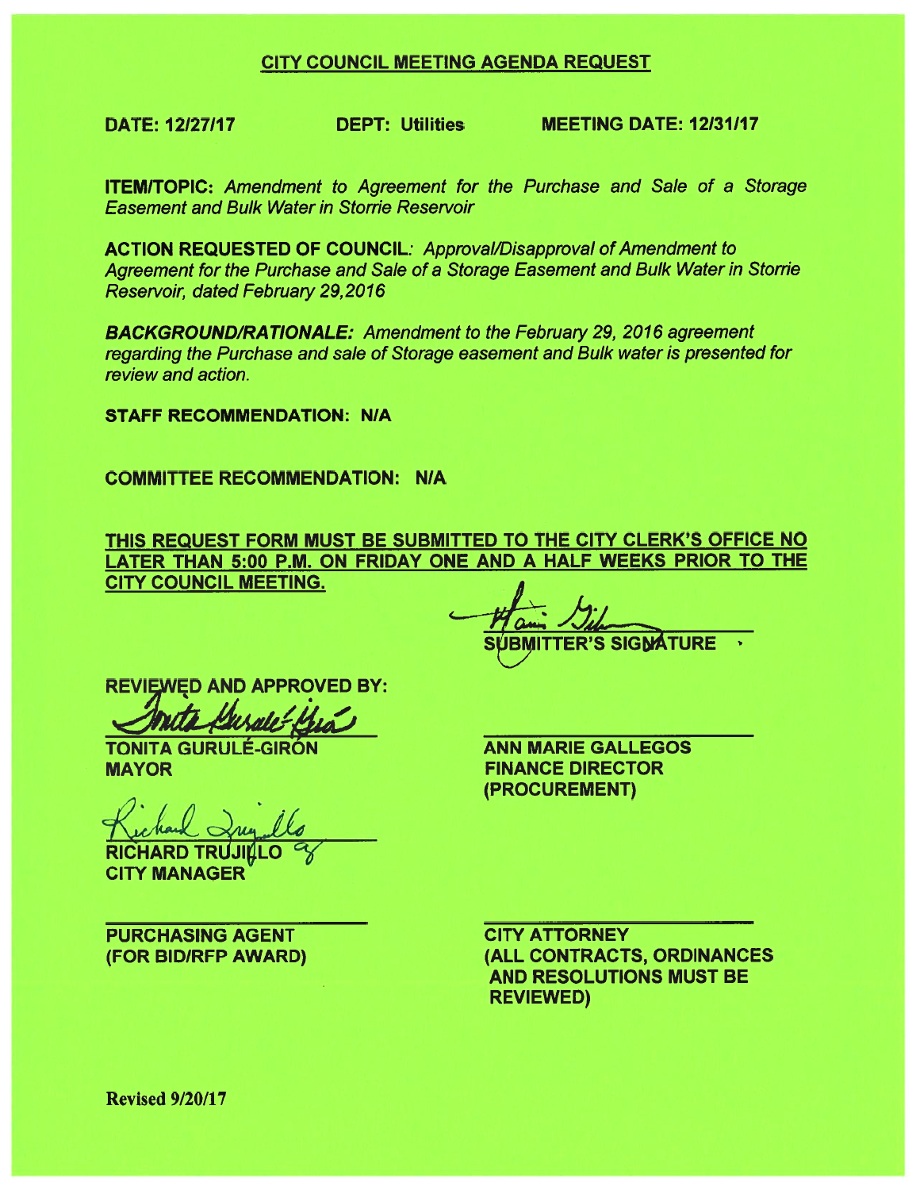## CITY COUNCIL MEETING AGENDA REQUEST

**DATE: 12/27/17** **DEPT: Utilities** **MEETING DATE: 12/31/17**

**ITEM/TOPIC:** *Amendment to Agreement for the Purchase and Sale of a Storage Easement and Bulk Water in Storrie Reservoir*

**ACTION REQUESTED OF COUNCIL**: *Approval/Disapproval of Amendment to Agreement for the Purchase and Sale of a Storage Easement and Bulk Water in Storrie Reservoir, dated February 29,2016*

***BACKGROUND/RATIONALE:*** *Amendment to the February 29, 2016 agreement regarding the Purchase and sale of Storage easement and Bulk water is presented for review and action.*

**STAFF RECOMMENDATION: N/A**

**COMMITTEE RECOMMENDATION: N/A**

**THIS REQUEST FORM MUST BE SUBMITTED TO THE CITY CLERK'S OFFICE NO LATER THAN 5:00 P.M. ON FRIDAY ONE AND A HALF WEEKS PRIOR TO THE CITY COUNCIL MEETING.**

**SUBMITTER'S SIGNATURE**

**REVIEWED AND APPROVED BY:**

**TONITA GURULÉ-GIRÓN**
**MAYOR**

**ANN MARIE GALLEGOS**
**FINANCE DIRECTOR**
**(PROCUREMENT)**

**RICHARD TRUJILLO**
**CITY MANAGER**

**PURCHASING AGENT**
**(FOR BID/RFP AWARD)**

**CITY ATTORNEY**
**(ALL CONTRACTS, ORDINANCES AND RESOLUTIONS MUST BE REVIEWED)**

**Revised 9/20/17**